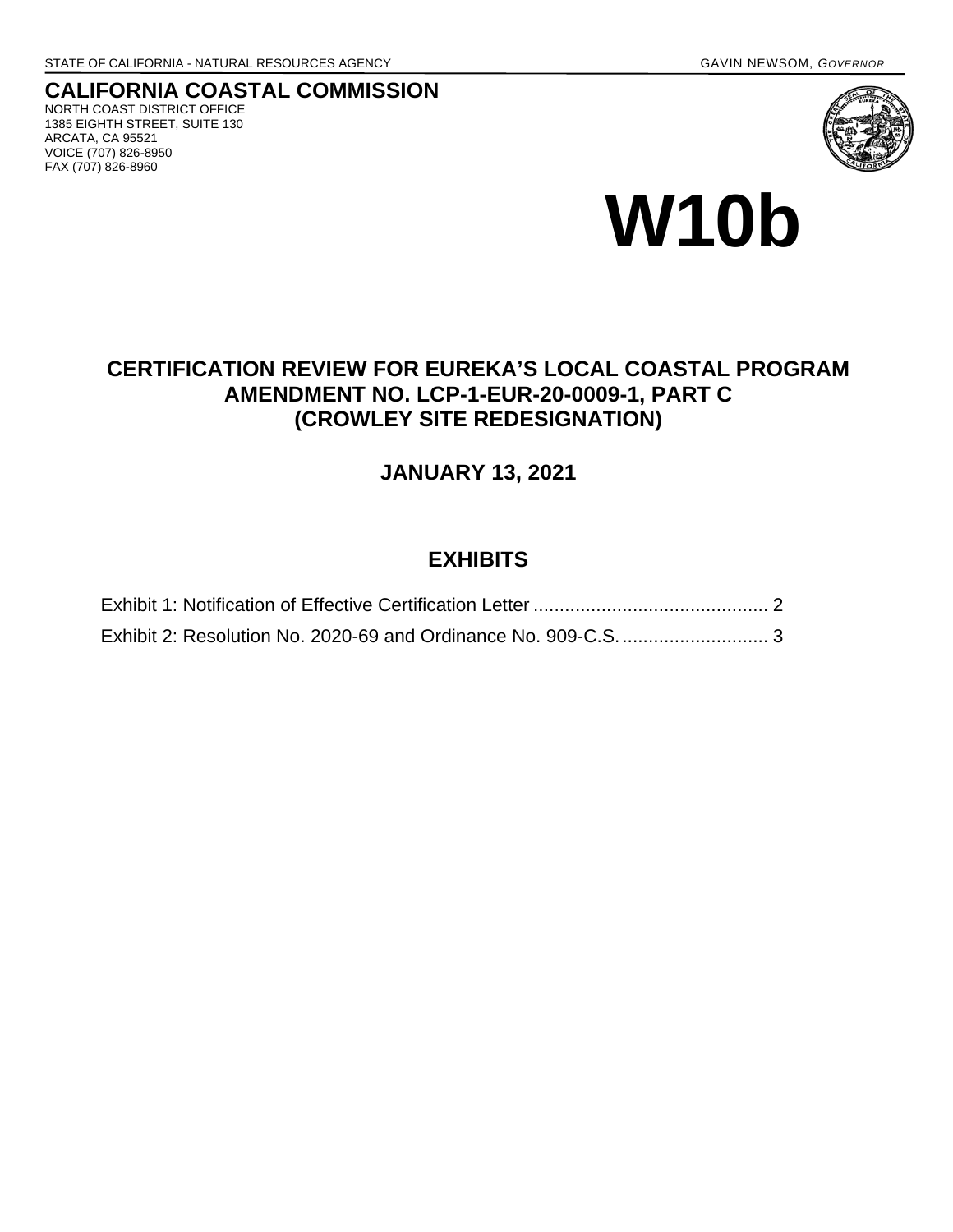STATE OF CALIFORNIA - NATURAL RESOURCES AGENCY GAVIN NEWSOM, *GOVERNOR*

**CALIFORNIA COASTAL COMMISSION**
NORTH COAST DISTRICT OFFICE
1385 EIGHTH STREET, SUITE 130
ARCATA, CA 95521
VOICE (707) 826-8950
FAX (707) 826-8960

# W10b

## CERTIFICATION REVIEW FOR EUREKA'S LOCAL COASTAL PROGRAM AMENDMENT NO. LCP-1-EUR-20-0009-1, PART C (CROWLEY SITE REDESIGNATION)

### JANUARY 13, 2021

## EXHIBITS

Exhibit 1: Notification of Effective Certification Letter ............................................ 2

Exhibit 2: Resolution No. 2020-69 and Ordinance No. 909-C.S. ........................... 3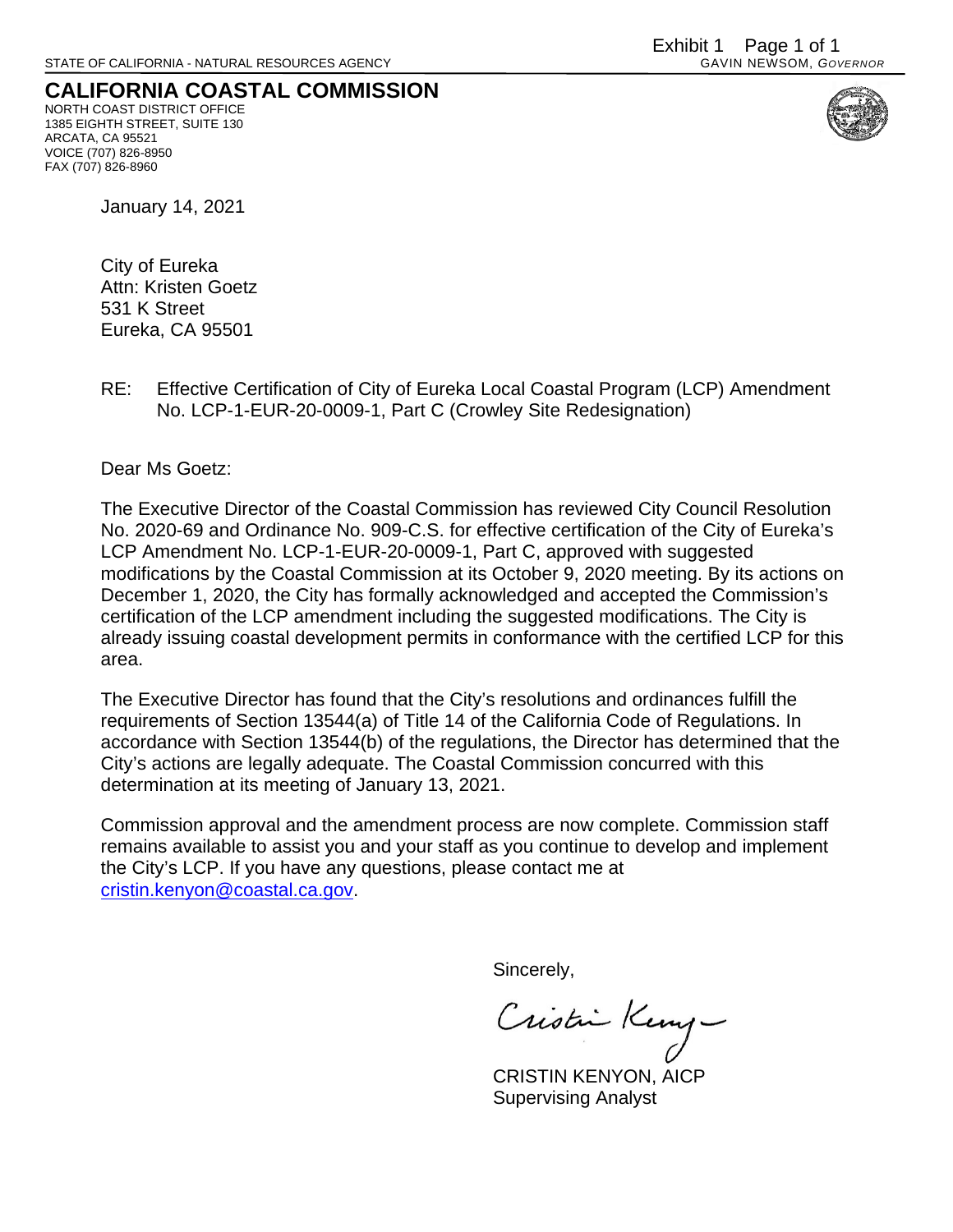Exhibit 1 Page 1 of 1

STATE OF CALIFORNIA - NATURAL RESOURCES AGENCY

GAVIN NEWSOM, *GOVERNOR*

**CALIFORNIA COASTAL COMMISSION**

NORTH COAST DISTRICT OFFICE
1385 EIGHTH STREET, SUITE 130
ARCATA, CA 95521
VOICE (707) 826-8950
FAX (707) 826-8960

January 14, 2021

City of Eureka
Attn: Kristen Goetz
531 K Street
Eureka, CA 95501

RE: Effective Certification of City of Eureka Local Coastal Program (LCP) Amendment No. LCP-1-EUR-20-0009-1, Part C (Crowley Site Redesignation)

Dear Ms Goetz:

The Executive Director of the Coastal Commission has reviewed City Council Resolution No. 2020-69 and Ordinance No. 909-C.S. for effective certification of the City of Eureka's LCP Amendment No. LCP-1-EUR-20-0009-1, Part C, approved with suggested modifications by the Coastal Commission at its October 9, 2020 meeting. By its actions on December 1, 2020, the City has formally acknowledged and accepted the Commission's certification of the LCP amendment including the suggested modifications. The City is already issuing coastal development permits in conformance with the certified LCP for this area.

The Executive Director has found that the City's resolutions and ordinances fulfill the requirements of Section 13544(a) of Title 14 of the California Code of Regulations. In accordance with Section 13544(b) of the regulations, the Director has determined that the City's actions are legally adequate. The Coastal Commission concurred with this determination at its meeting of January 13, 2021.

Commission approval and the amendment process are now complete. Commission staff remains available to assist you and your staff as you continue to develop and implement the City's LCP. If you have any questions, please contact me at cristin.kenyon@coastal.ca.gov.

Sincerely,

CRISTIN KENYON, AICP
Supervising Analyst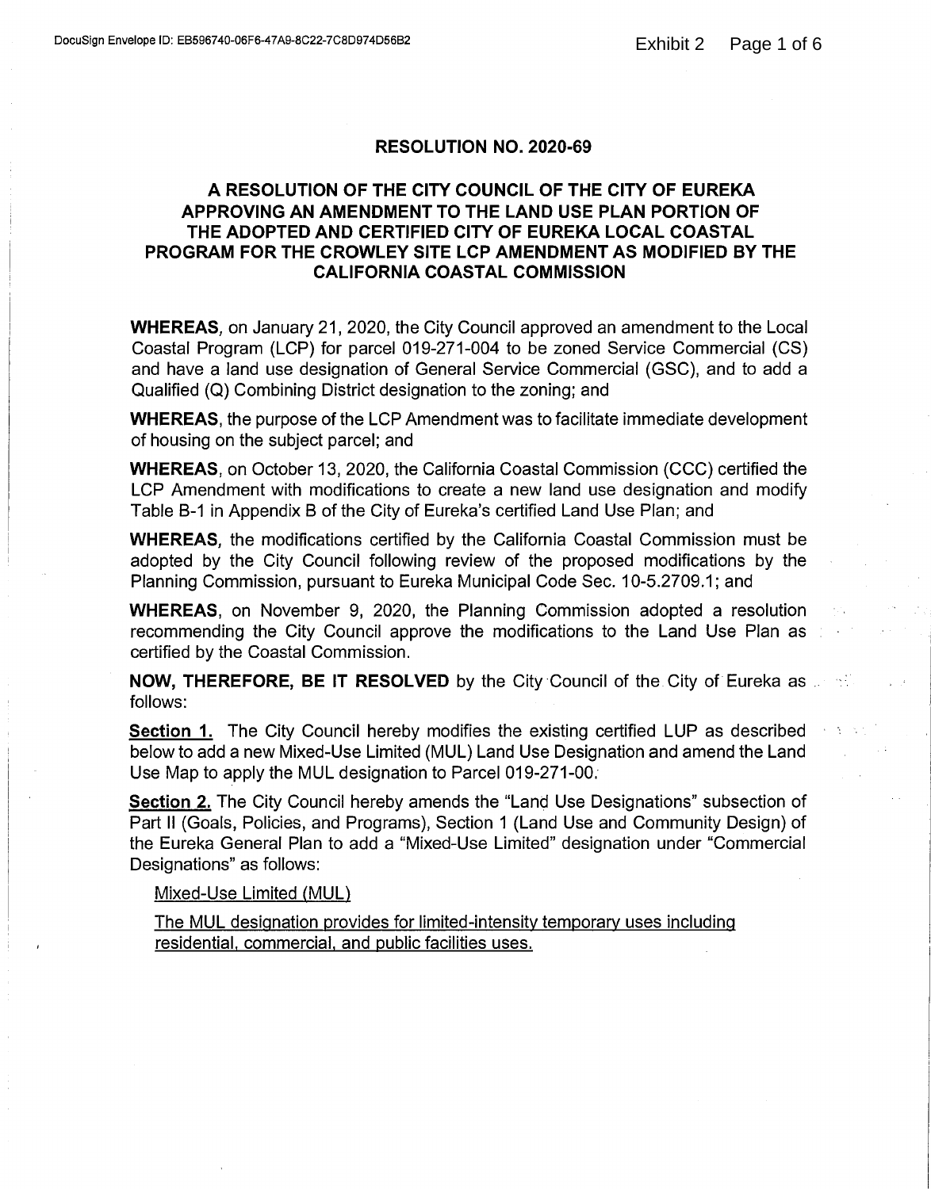## RESOLUTION NO. 2020-69

### A RESOLUTION OF THE CITY COUNCIL OF THE CITY OF EUREKA APPROVING AN AMENDMENT TO THE LAND USE PLAN PORTION OF THE ADOPTED AND CERTIFIED CITY OF EUREKA LOCAL COASTAL PROGRAM FOR THE CROWLEY SITE LCP AMENDMENT AS MODIFIED BY THE CALIFORNIA COASTAL COMMISSION

**WHEREAS**, on January 21, 2020, the City Council approved an amendment to the Local Coastal Program (LCP) for parcel 019-271-004 to be zoned Service Commercial (CS) and have a land use designation of General Service Commercial (GSC), and to add a Qualified (Q) Combining District designation to the zoning; and

**WHEREAS**, the purpose of the LCP Amendment was to facilitate immediate development of housing on the subject parcel; and

**WHEREAS**, on October 13, 2020, the California Coastal Commission (CCC) certified the LCP Amendment with modifications to create a new land use designation and modify Table B-1 in Appendix B of the City of Eureka's certified Land Use Plan; and

**WHEREAS**, the modifications certified by the California Coastal Commission must be adopted by the City Council following review of the proposed modifications by the Planning Commission, pursuant to Eureka Municipal Code Sec. 10-5.2709.1; and

**WHEREAS**, on November 9, 2020, the Planning Commission adopted a resolution recommending the City Council approve the modifications to the Land Use Plan as certified by the Coastal Commission.

**NOW, THEREFORE, BE IT RESOLVED** by the City Council of the City of Eureka as follows:

**Section 1.** The City Council hereby modifies the existing certified LUP as described below to add a new Mixed-Use Limited (MUL) Land Use Designation and amend the Land Use Map to apply the MUL designation to Parcel 019-271-00.

**Section 2.** The City Council hereby amends the "Land Use Designations" subsection of Part II (Goals, Policies, and Programs), Section 1 (Land Use and Community Design) of the Eureka General Plan to add a "Mixed-Use Limited" designation under "Commercial Designations" as follows:

<u>Mixed-Use Limited (MUL)</u>

<u>The MUL designation provides for limited-intensity temporary uses including residential, commercial, and public facilities uses.</u>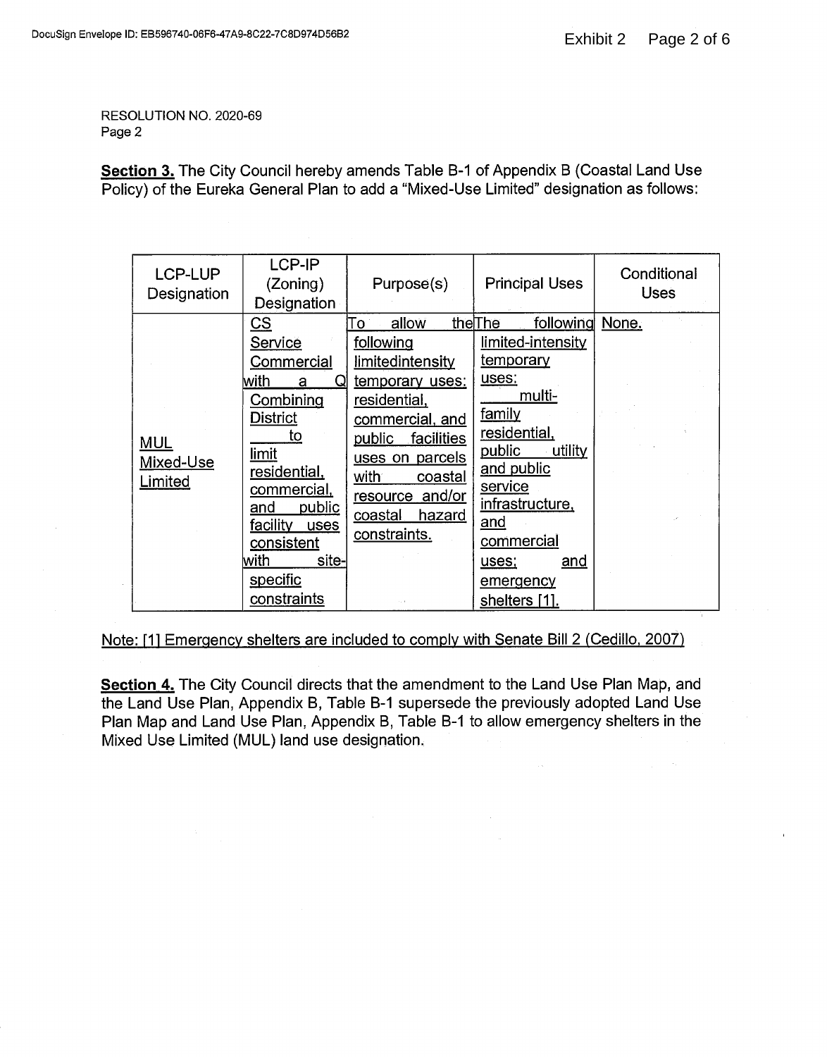RESOLUTION NO. 2020-69
Page 2

**Section 3.** The City Council hereby amends Table B-1 of Appendix B (Coastal Land Use Policy) of the Eureka General Plan to add a "Mixed-Use Limited" designation as follows:

| LCP-LUP Designation | LCP-IP (Zoning) Designation | Purpose(s) | Principal Uses | Conditional Uses |
|---|---|---|---|---|
| MUL Mixed-Use Limited | CS Service Commercial with a Q Combining District to limit residential, commercial, and public facility uses consistent with site-specific constraints | To allow the following limitedintensity temporary uses: residential, commercial, and public facilities uses on parcels with coastal resource and/or coastal hazard constraints. | The following limited-intensity temporary uses: multi-family residential, public utility and public service infrastructure, and commercial uses; and emergency shelters [1]. | None. |

Note: [1] Emergency shelters are included to comply with Senate Bill 2 (Cedillo, 2007)

**Section 4.** The City Council directs that the amendment to the Land Use Plan Map, and the Land Use Plan, Appendix B, Table B-1 supersede the previously adopted Land Use Plan Map and Land Use Plan, Appendix B, Table B-1 to allow emergency shelters in the Mixed Use Limited (MUL) land use designation.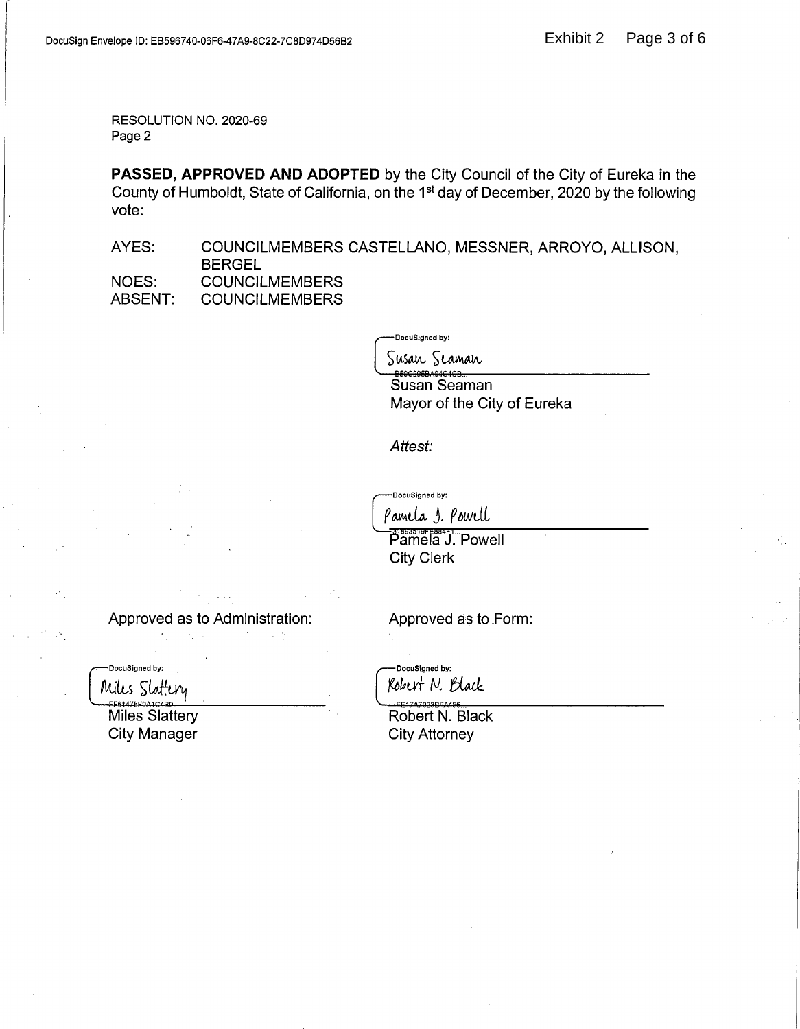RESOLUTION NO. 2020-69
Page 2

**PASSED, APPROVED AND ADOPTED** by the City Council of the City of Eureka in the County of Humboldt, State of California, on the 1st day of December, 2020 by the following vote:

| | |
|---|---|
| AYES: | COUNCILMEMBERS CASTELLANO, MESSNER, ARROYO, ALLISON, BERGEL |
| NOES: | COUNCILMEMBERS |
| ABSENT: | COUNCILMEMBERS |

DocuSigned by:
Susan Seaman
B50C205BA04C4CB...
Susan Seaman
Mayor of the City of Eureka

*Attest:*

DocuSigned by:
Pamela J. Powell
31893519FE884F1...
Pamela J. Powell
City Clerk

Approved as to Administration:

DocuSigned by:
Miles Slattery
FF61475F0A1C4B0...
Miles Slattery
City Manager

Approved as to Form:

DocuSigned by:
Robert N. Black
FE17A7023BFA496...
Robert N. Black
City Attorney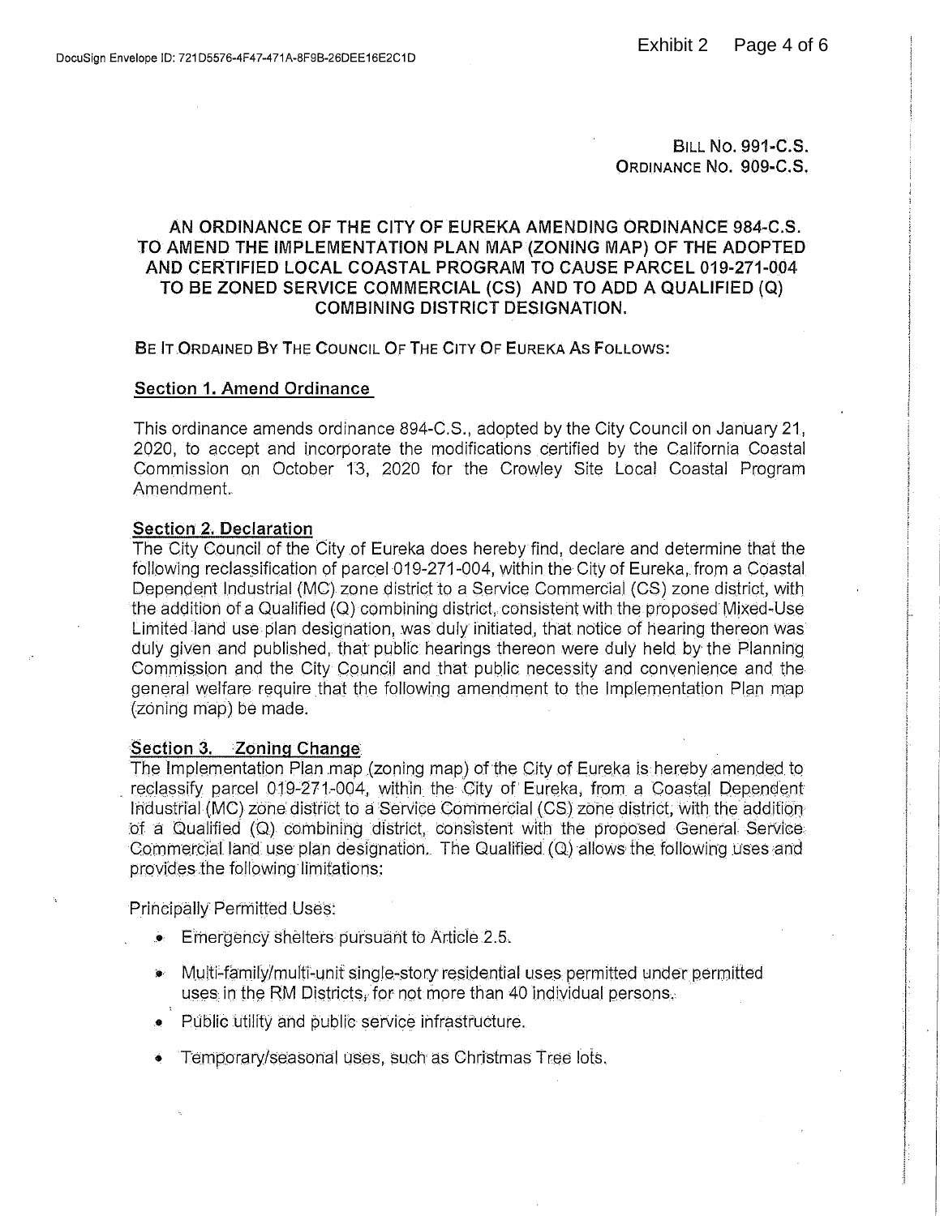BILL NO. 991-C.S.
ORDINANCE NO. 909-C.S.

## AN ORDINANCE OF THE CITY OF EUREKA AMENDING ORDINANCE 984-C.S. TO AMEND THE IMPLEMENTATION PLAN MAP (ZONING MAP) OF THE ADOPTED AND CERTIFIED LOCAL COASTAL PROGRAM TO CAUSE PARCEL 019-271-004 TO BE ZONED SERVICE COMMERCIAL (CS) AND TO ADD A QUALIFIED (Q) COMBINING DISTRICT DESIGNATION.

BE IT ORDAINED BY THE COUNCIL OF THE CITY OF EUREKA AS FOLLOWS:

**Section 1. Amend Ordinance**

This ordinance amends ordinance 894-C.S., adopted by the City Council on January 21, 2020, to accept and incorporate the modifications certified by the California Coastal Commission on October 13, 2020 for the Crowley Site Local Coastal Program Amendment.

**Section 2. Declaration**

The City Council of the City of Eureka does hereby find, declare and determine that the following reclassification of parcel 019-271-004, within the City of Eureka, from a Coastal Dependent Industrial (MC) zone district to a Service Commercial (CS) zone district, with the addition of a Qualified (Q) combining district, consistent with the proposed Mixed-Use Limited land use plan designation, was duly initiated, that notice of hearing thereon was duly given and published, that public hearings thereon were duly held by the Planning Commission and the City Council and that public necessity and convenience and the general welfare require that the following amendment to the Implementation Plan map (zoning map) be made.

**Section 3. Zoning Change**

The Implementation Plan map (zoning map) of the City of Eureka is hereby amended to reclassify parcel 019-271-004, within the City of Eureka, from a Coastal Dependent Industrial (MC) zone district to a Service Commercial (CS) zone district, with the addition of a Qualified (Q) combining district, consistent with the proposed General Service Commercial land use plan designation. The Qualified (Q) allows the following uses and provides the following limitations:

Principally Permitted Uses:

- Emergency shelters pursuant to Article 2.5.
- Multi-family/multi-unit single-story residential uses permitted under permitted uses in the RM Districts, for not more than 40 individual persons.
- Public utility and public service infrastructure.
- Temporary/seasonal uses, such as Christmas Tree lots.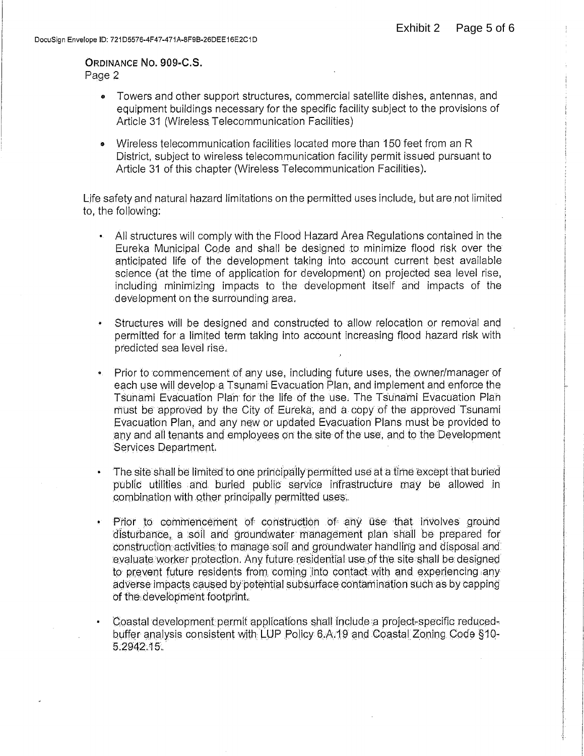**ORDINANCE NO. 909-C.S.**
Page 2

- Towers and other support structures, commercial satellite dishes, antennas, and equipment buildings necessary for the specific facility subject to the provisions of Article 31 (Wireless Telecommunication Facilities)
- Wireless telecommunication facilities located more than 150 feet from an R District, subject to wireless telecommunication facility permit issued pursuant to Article 31 of this chapter (Wireless Telecommunication Facilities).

Life safety and natural hazard limitations on the permitted uses include, but are not limited to, the following:

- All structures will comply with the Flood Hazard Area Regulations contained in the Eureka Municipal Code and shall be designed to minimize flood risk over the anticipated life of the development taking into account current best available science (at the time of application for development) on projected sea level rise, including minimizing impacts to the development itself and impacts of the development on the surrounding area.
- Structures will be designed and constructed to allow relocation or removal and permitted for a limited term taking into account increasing flood hazard risk with predicted sea level rise.
- Prior to commencement of any use, including future uses, the owner/manager of each use will develop a Tsunami Evacuation Plan, and implement and enforce the Tsunami Evacuation Plan for the life of the use. The Tsunami Evacuation Plan must be approved by the City of Eureka, and a copy of the approved Tsunami Evacuation Plan, and any new or updated Evacuation Plans must be provided to any and all tenants and employees on the site of the use, and to the Development Services Department.
- The site shall be limited to one principally permitted use at a time except that buried public utilities and buried public service infrastructure may be allowed in combination with other principally permitted uses.
- Prior to commencement of construction of any use that involves ground disturbance, a soil and groundwater management plan shall be prepared for construction activities to manage soil and groundwater handling and disposal and evaluate worker protection. Any future residential use of the site shall be designed to prevent future residents from coming into contact with and experiencing any adverse impacts caused by potential subsurface contamination such as by capping of the development footprint.
- Coastal development permit applications shall include a project-specific reduced-buffer analysis consistent with LUP Policy 6.A.19 and Coastal Zoning Code §10-5.2942.15.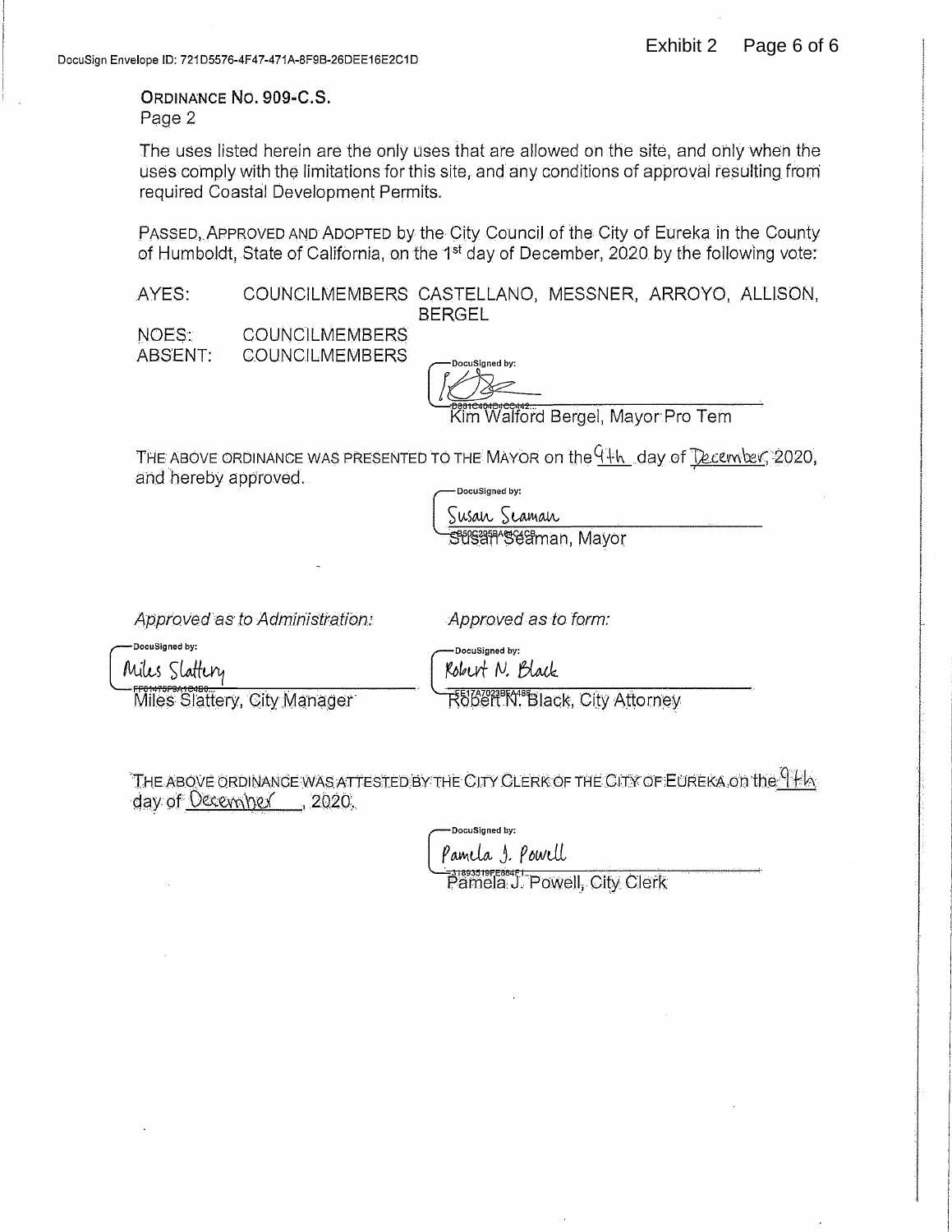DocuSign Envelope ID: 721D5576-4F47-471A-8F9B-26DEE16E2C1D

**ORDINANCE NO. 909-C.S.**
Page 2

The uses listed herein are the only uses that are allowed on the site, and only when the uses comply with the limitations for this site, and any conditions of approval resulting from required Coastal Development Permits.

PASSED, APPROVED AND ADOPTED by the City Council of the City of Eureka in the County of Humboldt, State of California, on the 1st day of December, 2020 by the following vote:

AYES: COUNCILMEMBERS CASTELLANO, MESSNER, ARROYO, ALLISON, BERGEL
NOES: COUNCILMEMBERS
ABSENT: COUNCILMEMBERS

DocuSigned by:
D881C404D4CC442...
Kim Walford Bergel, Mayor Pro Tem

THE ABOVE ORDINANCE WAS PRESENTED TO THE MAYOR on the 9th day of December, 2020, and hereby approved.

DocuSigned by:
Susan Seaman
Susan Seaman, Mayor

*Approved as to Administration:*

DocuSigned by:
Miles Slattery
Miles Slattery, City Manager

*Approved as to form:*

DocuSigned by:
Robert N. Black
Robert N. Black, City Attorney

THE ABOVE ORDINANCE WAS ATTESTED BY THE CITY CLERK OF THE CITY OF EUREKA on the 9th day of December, 2020.

DocuSigned by:
Pamela J. Powell
Pamela J. Powell, City Clerk